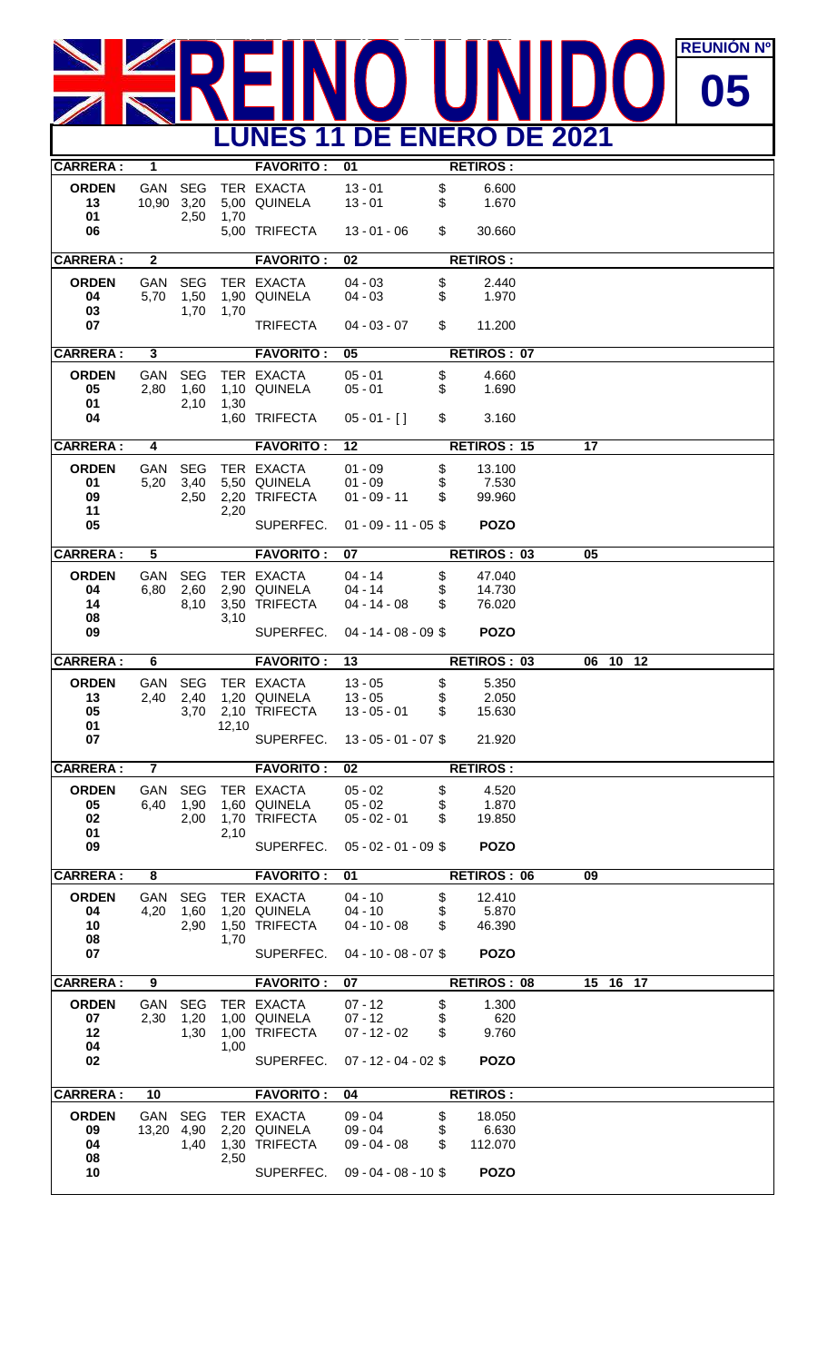# REINO UNIDO

**REUNIÓN Nº 05**

## LUNES 11 DE ENERO DE 2021

| CARRERA : | 1 | | | FAVORITO : | 01 | | RETIROS : |
|---|---|---|---|---|---|---|---|
| ORDEN | GAN | SEG | TER | EXACTA | 13 - 01 | $ | 6.600 |
| 13 | 10,90 | 3,20 | 5,00 | QUINELA | 13 - 01 | $ | 1.670 |
| 01 | | 2,50 | 1,70 | | | | |
| 06 | | | 5,00 | TRIFECTA | 13 - 01 - 06 | $ | 30.660 |

| CARRERA : | 2 | | | FAVORITO : | 02 | | RETIROS : |
|---|---|---|---|---|---|---|---|
| ORDEN | GAN | SEG | TER | EXACTA | 04 - 03 | $ | 2.440 |
| 04 | 5,70 | 1,50 | 1,90 | QUINELA | 04 - 03 | $ | 1.970 |
| 03 | | 1,70 | 1,70 | | | | |
| 07 | | | | TRIFECTA | 04 - 03 - 07 | $ | 11.200 |

| CARRERA : | 3 | | | FAVORITO : | 05 | | RETIROS : 07 |
|---|---|---|---|---|---|---|---|
| ORDEN | GAN | SEG | TER | EXACTA | 05 - 01 | $ | 4.660 |
| 05 | 2,80 | 1,60 | 1,10 | QUINELA | 05 - 01 | $ | 1.690 |
| 01 | | 2,10 | 1,30 | | | | |
| 04 | | | 1,60 | TRIFECTA | 05 - 01 - [ ] | $ | 3.160 |

| CARRERA : | 4 | | | FAVORITO : | 12 | | RETIROS : 15 | 17 |
|---|---|---|---|---|---|---|---|---|
| ORDEN | GAN | SEG | TER | EXACTA | 01 - 09 | $ | 13.100 | |
| 01 | 5,20 | 3,40 | 5,50 | QUINELA | 01 - 09 | $ | 7.530 | |
| 09 | | 2,50 | 2,20 | TRIFECTA | 01 - 09 - 11 | $ | 99.960 | |
| 11 | | | 2,20 | | | | | |
| 05 | | | | SUPERFEC. | 01 - 09 - 11 - 05 | $ | POZO | |

| CARRERA : | 5 | | | FAVORITO : | 07 | | RETIROS : 03 | 05 |
|---|---|---|---|---|---|---|---|---|
| ORDEN | GAN | SEG | TER | EXACTA | 04 - 14 | $ | 47.040 | |
| 04 | 6,80 | 2,60 | 2,90 | QUINELA | 04 - 14 | $ | 14.730 | |
| 14 | | 8,10 | 3,50 | TRIFECTA | 04 - 14 - 08 | $ | 76.020 | |
| 08 | | | 3,10 | | | | | |
| 09 | | | | SUPERFEC. | 04 - 14 - 08 - 09 | $ | POZO | |

| CARRERA : | 6 | | | FAVORITO : | 13 | | RETIROS : 03 | 06 10 12 |
|---|---|---|---|---|---|---|---|---|
| ORDEN | GAN | SEG | TER | EXACTA | 13 - 05 | $ | 5.350 | |
| 13 | 2,40 | 2,40 | 1,20 | QUINELA | 13 - 05 | $ | 2.050 | |
| 05 | | 3,70 | 2,10 | TRIFECTA | 13 - 05 - 01 | $ | 15.630 | |
| 01 | | | 12,10 | | | | | |
| 07 | | | | SUPERFEC. | 13 - 05 - 01 - 07 | $ | 21.920 | |

| CARRERA : | 7 | | | FAVORITO : | 02 | | RETIROS : |
|---|---|---|---|---|---|---|---|
| ORDEN | GAN | SEG | TER | EXACTA | 05 - 02 | $ | 4.520 |
| 05 | 6,40 | 1,90 | 1,60 | QUINELA | 05 - 02 | $ | 1.870 |
| 02 | | 2,00 | 1,70 | TRIFECTA | 05 - 02 - 01 | $ | 19.850 |
| 01 | | | 2,10 | | | | |
| 09 | | | | SUPERFEC. | 05 - 02 - 01 - 09 | $ | POZO |

| CARRERA : | 8 | | | FAVORITO : | 01 | | RETIROS : 06 | 09 |
|---|---|---|---|---|---|---|---|---|
| ORDEN | GAN | SEG | TER | EXACTA | 04 - 10 | $ | 12.410 | |
| 04 | 4,20 | 1,60 | 1,20 | QUINELA | 04 - 10 | $ | 5.870 | |
| 10 | | 2,90 | 1,50 | TRIFECTA | 04 - 10 - 08 | $ | 46.390 | |
| 08 | | | 1,70 | | | | | |
| 07 | | | | SUPERFEC. | 04 - 10 - 08 - 07 | $ | POZO | |

| CARRERA : | 9 | | | FAVORITO : | 07 | | RETIROS : 08 | 15 16 17 |
|---|---|---|---|---|---|---|---|---|
| ORDEN | GAN | SEG | TER | EXACTA | 07 - 12 | $ | 1.300 | |
| 07 | 2,30 | 1,20 | 1,00 | QUINELA | 07 - 12 | $ | 620 | |
| 12 | | 1,30 | 1,00 | TRIFECTA | 07 - 12 - 02 | $ | 9.760 | |
| 04 | | | 1,00 | | | | | |
| 02 | | | | SUPERFEC. | 07 - 12 - 04 - 02 | $ | POZO | |

| CARRERA : | 10 | | | FAVORITO : | 04 | | RETIROS : |
|---|---|---|---|---|---|---|---|
| ORDEN | GAN | SEG | TER | EXACTA | 09 - 04 | $ | 18.050 |
| 09 | 13,20 | 4,90 | 2,20 | QUINELA | 09 - 04 | $ | 6.630 |
| 04 | | 1,40 | 1,30 | TRIFECTA | 09 - 04 - 08 | $ | 112.070 |
| 08 | | | 2,50 | | | | |
| 10 | | | | SUPERFEC. | 09 - 04 - 08 - 10 | $ | POZO |